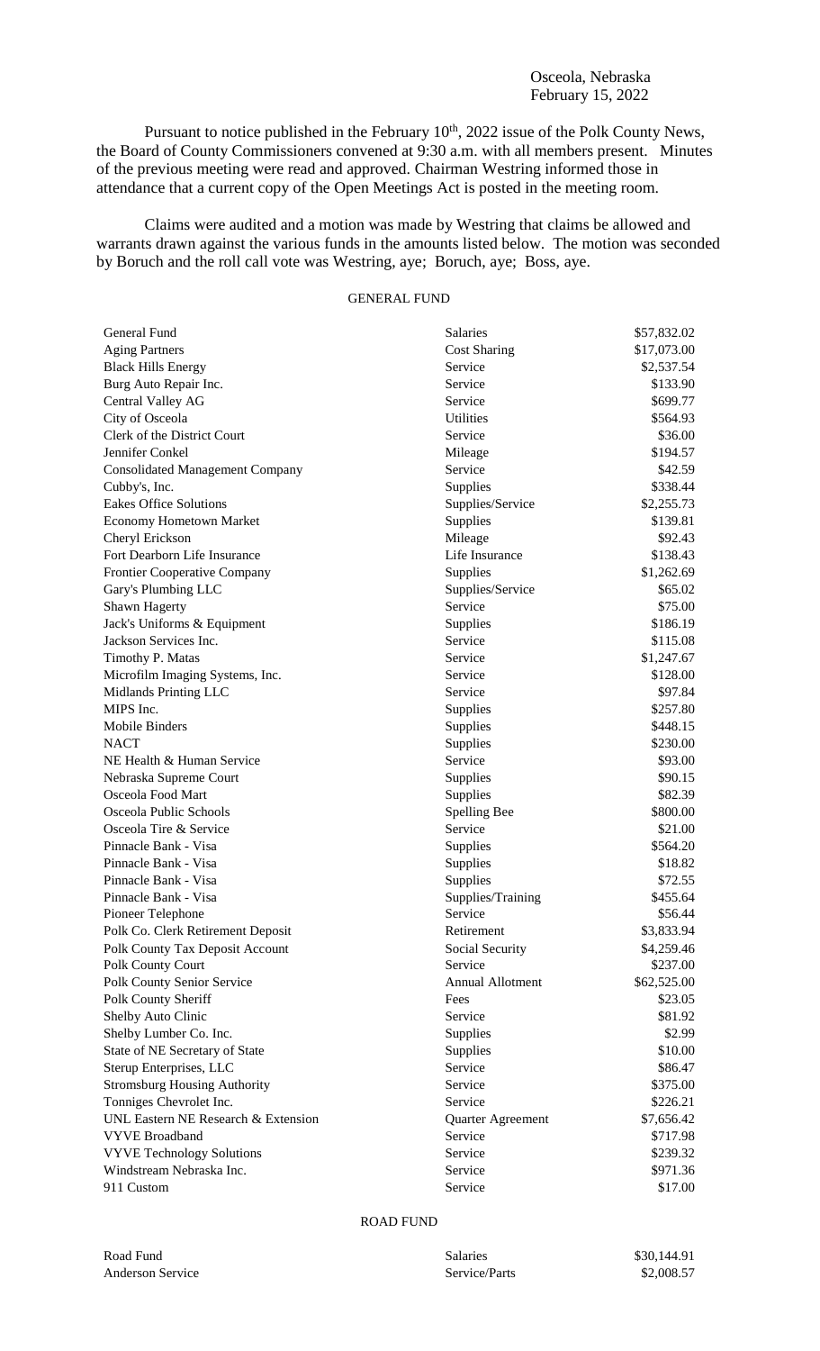Osceola, Nebraska
February 15, 2022

Pursuant to notice published in the February 10th, 2022 issue of the Polk County News, the Board of County Commissioners convened at 9:30 a.m. with all members present. Minutes of the previous meeting were read and approved. Chairman Westring informed those in attendance that a current copy of the Open Meetings Act is posted in the meeting room.

Claims were audited and a motion was made by Westring that claims be allowed and warrants drawn against the various funds in the amounts listed below. The motion was seconded by Boruch and the roll call vote was Westring, aye; Boruch, aye; Boss, aye.

GENERAL FUND

| | | |
|---|---|---|
| General Fund | Salaries | $57,832.02 |
| Aging Partners | Cost Sharing | $17,073.00 |
| Black Hills Energy | Service | $2,537.54 |
| Burg Auto Repair Inc. | Service | $133.90 |
| Central Valley AG | Service | $699.77 |
| City of Osceola | Utilities | $564.93 |
| Clerk of the District Court | Service | $36.00 |
| Jennifer Conkel | Mileage | $194.57 |
| Consolidated Management Company | Service | $42.59 |
| Cubby's, Inc. | Supplies | $338.44 |
| Eakes Office Solutions | Supplies/Service | $2,255.73 |
| Economy Hometown Market | Supplies | $139.81 |
| Cheryl Erickson | Mileage | $92.43 |
| Fort Dearborn Life Insurance | Life Insurance | $138.43 |
| Frontier Cooperative Company | Supplies | $1,262.69 |
| Gary's Plumbing LLC | Supplies/Service | $65.02 |
| Shawn Hagerty | Service | $75.00 |
| Jack's Uniforms & Equipment | Supplies | $186.19 |
| Jackson Services Inc. | Service | $115.08 |
| Timothy P. Matas | Service | $1,247.67 |
| Microfilm Imaging Systems, Inc. | Service | $128.00 |
| Midlands Printing LLC | Service | $97.84 |
| MIPS Inc. | Supplies | $257.80 |
| Mobile Binders | Supplies | $448.15 |
| NACT | Supplies | $230.00 |
| NE Health & Human Service | Service | $93.00 |
| Nebraska Supreme Court | Supplies | $90.15 |
| Osceola Food Mart | Supplies | $82.39 |
| Osceola Public Schools | Spelling Bee | $800.00 |
| Osceola Tire & Service | Service | $21.00 |
| Pinnacle Bank - Visa | Supplies | $564.20 |
| Pinnacle Bank - Visa | Supplies | $18.82 |
| Pinnacle Bank - Visa | Supplies | $72.55 |
| Pinnacle Bank - Visa | Supplies/Training | $455.64 |
| Pioneer Telephone | Service | $56.44 |
| Polk Co. Clerk Retirement Deposit | Retirement | $3,833.94 |
| Polk County Tax Deposit Account | Social Security | $4,259.46 |
| Polk County Court | Service | $237.00 |
| Polk County Senior Service | Annual Allotment | $62,525.00 |
| Polk County Sheriff | Fees | $23.05 |
| Shelby Auto Clinic | Service | $81.92 |
| Shelby Lumber Co. Inc. | Supplies | $2.99 |
| State of NE Secretary of State | Supplies | $10.00 |
| Sterup Enterprises, LLC | Service | $86.47 |
| Stromsburg Housing Authority | Service | $375.00 |
| Tonniges Chevrolet Inc. | Service | $226.21 |
| UNL Eastern NE Research & Extension | Quarter Agreement | $7,656.42 |
| VYVE Broadband | Service | $717.98 |
| VYVE Technology Solutions | Service | $239.32 |
| Windstream Nebraska Inc. | Service | $971.36 |
| 911 Custom | Service | $17.00 |

ROAD FUND

| | | |
|---|---|---|
| Road Fund | Salaries | $30,144.91 |
| Anderson Service | Service/Parts | $2,008.57 |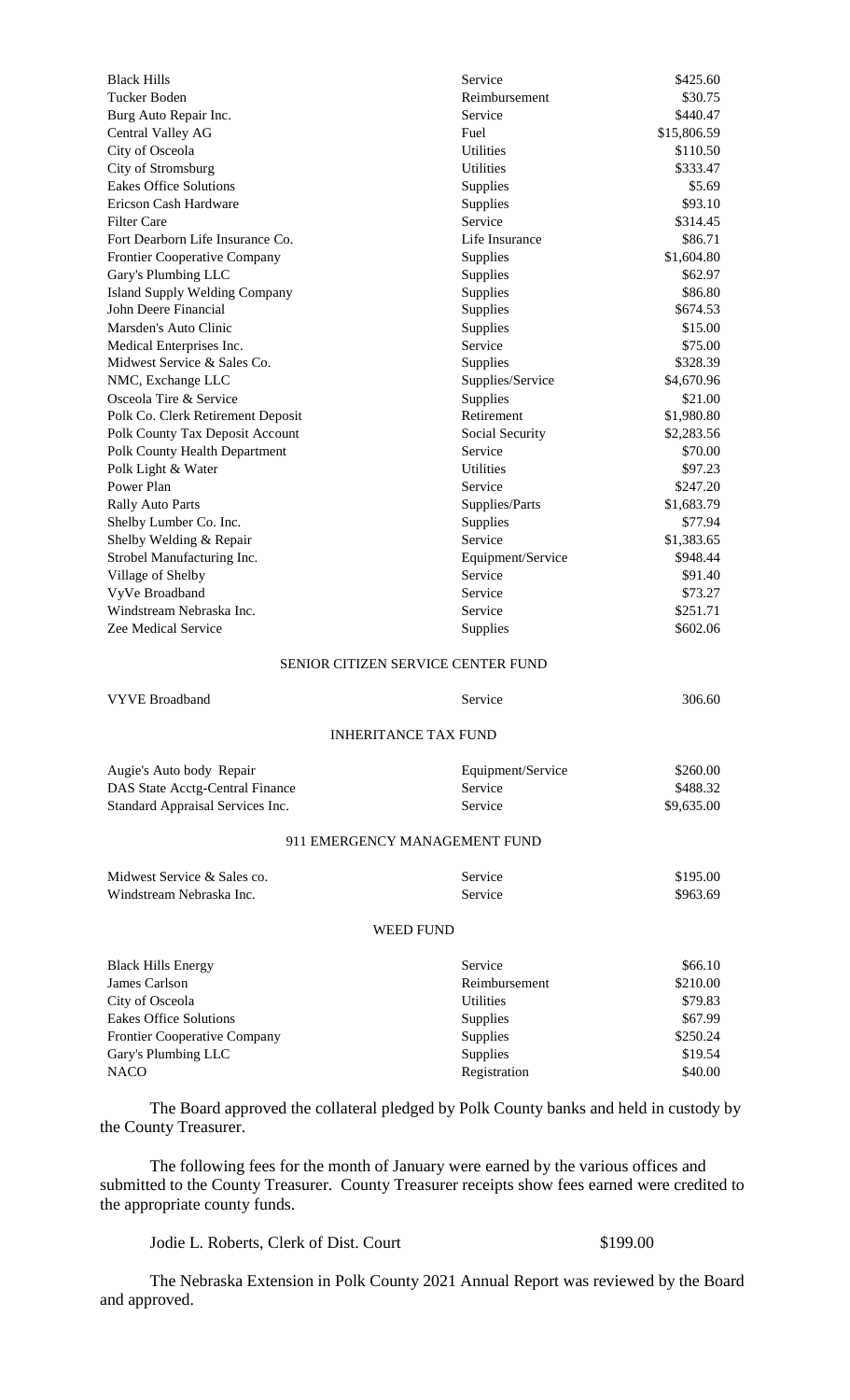| | | |
|---|---|---|
| Black Hills | Service | $425.60 |
| Tucker Boden | Reimbursement | $30.75 |
| Burg Auto Repair Inc. | Service | $440.47 |
| Central Valley AG | Fuel | $15,806.59 |
| City of Osceola | Utilities | $110.50 |
| City of Stromsburg | Utilities | $333.47 |
| Eakes Office Solutions | Supplies | $5.69 |
| Ericson Cash Hardware | Supplies | $93.10 |
| Filter Care | Service | $314.45 |
| Fort Dearborn Life Insurance Co. | Life Insurance | $86.71 |
| Frontier Cooperative Company | Supplies | $1,604.80 |
| Gary's Plumbing LLC | Supplies | $62.97 |
| Island Supply Welding Company | Supplies | $86.80 |
| John Deere Financial | Supplies | $674.53 |
| Marsden's Auto Clinic | Supplies | $15.00 |
| Medical Enterprises Inc. | Service | $75.00 |
| Midwest Service & Sales Co. | Supplies | $328.39 |
| NMC, Exchange LLC | Supplies/Service | $4,670.96 |
| Osceola Tire & Service | Supplies | $21.00 |
| Polk Co. Clerk Retirement Deposit | Retirement | $1,980.80 |
| Polk County Tax Deposit Account | Social Security | $2,283.56 |
| Polk County Health Department | Service | $70.00 |
| Polk Light & Water | Utilities | $97.23 |
| Power Plan | Service | $247.20 |
| Rally Auto Parts | Supplies/Parts | $1,683.79 |
| Shelby Lumber Co. Inc. | Supplies | $77.94 |
| Shelby Welding & Repair | Service | $1,383.65 |
| Strobel Manufacturing Inc. | Equipment/Service | $948.44 |
| Village of Shelby | Service | $91.40 |
| VyVe Broadband | Service | $73.27 |
| Windstream Nebraska Inc. | Service | $251.71 |
| Zee Medical Service | Supplies | $602.06 |

SENIOR CITIZEN SERVICE CENTER FUND

| | | |
|---|---|---|
| VYVE Broadband | Service | 306.60 |

INHERITANCE TAX FUND

| | | |
|---|---|---|
| Augie's Auto body Repair | Equipment/Service | $260.00 |
| DAS State Acctg-Central Finance | Service | $488.32 |
| Standard Appraisal Services Inc. | Service | $9,635.00 |

911 EMERGENCY MANAGEMENT FUND

| | | |
|---|---|---|
| Midwest Service & Sales co. | Service | $195.00 |
| Windstream Nebraska Inc. | Service | $963.69 |

WEED FUND

| | | |
|---|---|---|
| Black Hills Energy | Service | $66.10 |
| James Carlson | Reimbursement | $210.00 |
| City of Osceola | Utilities | $79.83 |
| Eakes Office Solutions | Supplies | $67.99 |
| Frontier Cooperative Company | Supplies | $250.24 |
| Gary's Plumbing LLC | Supplies | $19.54 |
| NACO | Registration | $40.00 |

The Board approved the collateral pledged by Polk County banks and held in custody by the County Treasurer.

The following fees for the month of January were earned by the various offices and submitted to the County Treasurer. County Treasurer receipts show fees earned were credited to the appropriate county funds.

Jodie L. Roberts, Clerk of Dist. Court $199.00

The Nebraska Extension in Polk County 2021 Annual Report was reviewed by the Board and approved.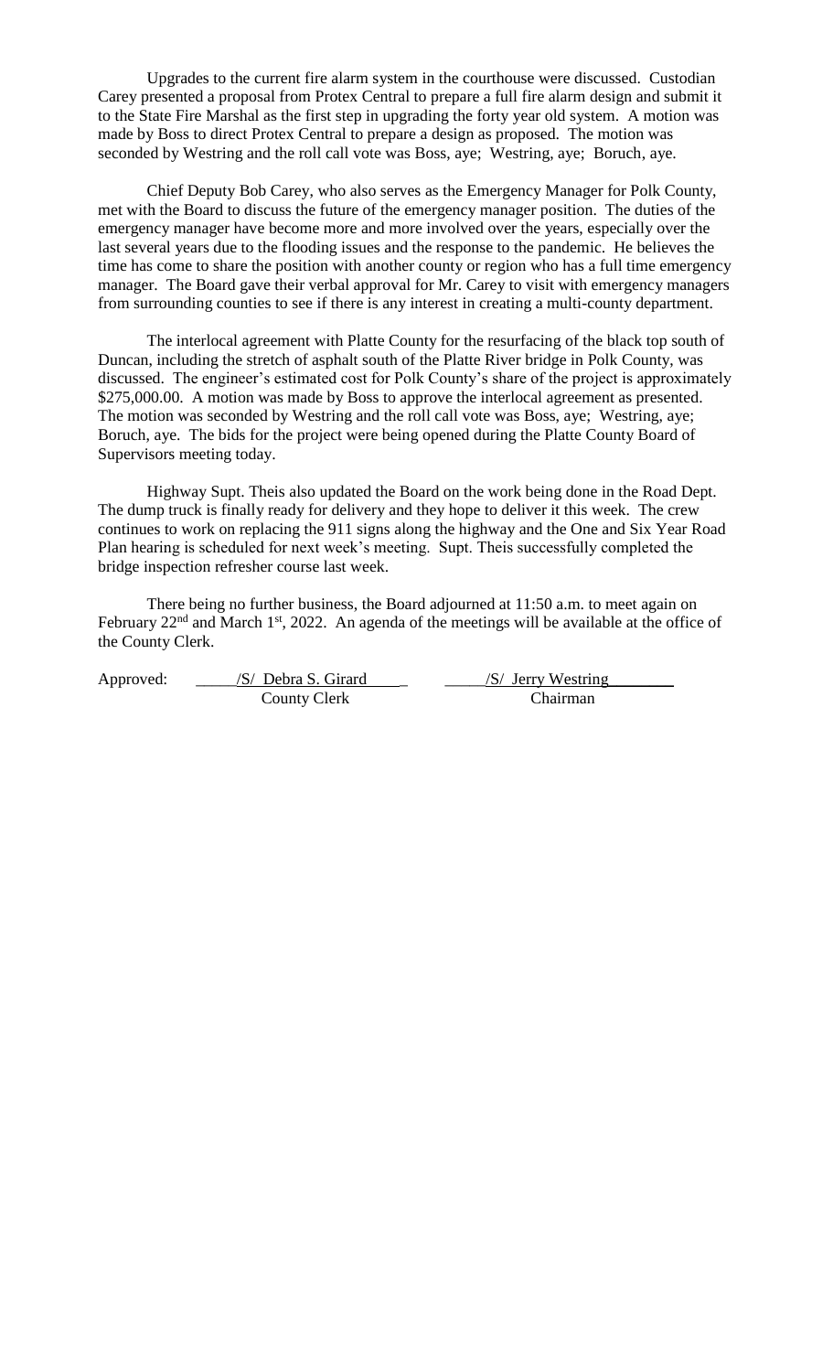Upgrades to the current fire alarm system in the courthouse were discussed. Custodian Carey presented a proposal from Protex Central to prepare a full fire alarm design and submit it to the State Fire Marshal as the first step in upgrading the forty year old system. A motion was made by Boss to direct Protex Central to prepare a design as proposed. The motion was seconded by Westring and the roll call vote was Boss, aye; Westring, aye; Boruch, aye.

Chief Deputy Bob Carey, who also serves as the Emergency Manager for Polk County, met with the Board to discuss the future of the emergency manager position. The duties of the emergency manager have become more and more involved over the years, especially over the last several years due to the flooding issues and the response to the pandemic. He believes the time has come to share the position with another county or region who has a full time emergency manager. The Board gave their verbal approval for Mr. Carey to visit with emergency managers from surrounding counties to see if there is any interest in creating a multi-county department.

The interlocal agreement with Platte County for the resurfacing of the black top south of Duncan, including the stretch of asphalt south of the Platte River bridge in Polk County, was discussed. The engineer's estimated cost for Polk County's share of the project is approximately $275,000.00. A motion was made by Boss to approve the interlocal agreement as presented. The motion was seconded by Westring and the roll call vote was Boss, aye; Westring, aye; Boruch, aye. The bids for the project were being opened during the Platte County Board of Supervisors meeting today.

Highway Supt. Theis also updated the Board on the work being done in the Road Dept. The dump truck is finally ready for delivery and they hope to deliver it this week. The crew continues to work on replacing the 911 signs along the highway and the One and Six Year Road Plan hearing is scheduled for next week's meeting. Supt. Theis successfully completed the bridge inspection refresher course last week.

There being no further business, the Board adjourned at 11:50 a.m. to meet again on February 22nd and March 1st, 2022. An agenda of the meetings will be available at the office of the County Clerk.

Approved: /S/ Debra S. Girard — County Clerk

/S/ Jerry Westring — Chairman